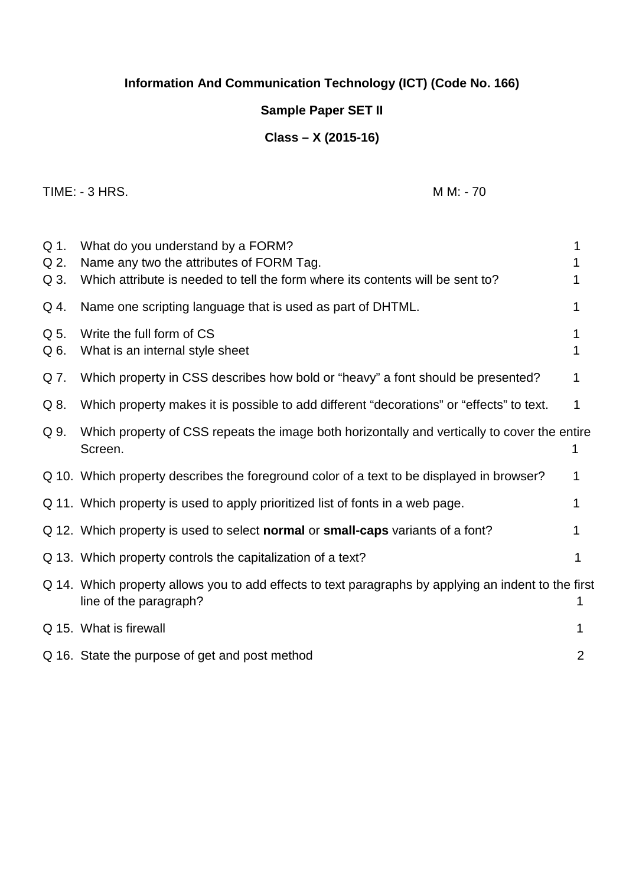**Information And Communication Technology (ICT) (Code No. 166)**

**Sample Paper SET II**

**Class – X (2015-16)**

TIME: - 3 HRS. M M: - 70

| | | |
|---|---|---|
| Q 1. | What do you understand by a FORM? | 1 |
| Q 2. | Name any two the attributes of FORM Tag. | 1 |
| Q 3. | Which attribute is needed to tell the form where its contents will be sent to? | 1 |
| Q 4. | Name one scripting language that is used as part of DHTML. | 1 |
| Q 5. | Write the full form of CS | 1 |
| Q 6. | What is an internal style sheet | 1 |
| Q 7. | Which property in CSS describes how bold or "heavy" a font should be presented? | 1 |
| Q 8. | Which property makes it is possible to add different "decorations" or "effects" to text. | 1 |
| Q 9. | Which property of CSS repeats the image both horizontally and vertically to cover the entire Screen. | 1 |
| Q 10. | Which property describes the foreground color of a text to be displayed in browser? | 1 |
| Q 11. | Which property is used to apply prioritized list of fonts in a web page. | 1 |
| Q 12. | Which property is used to select **normal** or **small-caps** variants of a font? | 1 |
| Q 13. | Which property controls the capitalization of a text? | 1 |
| Q 14. | Which property allows you to add effects to text paragraphs by applying an indent to the first line of the paragraph? | 1 |
| Q 15. | What is firewall | 1 |
| Q 16. | State the purpose of get and post method | 2 |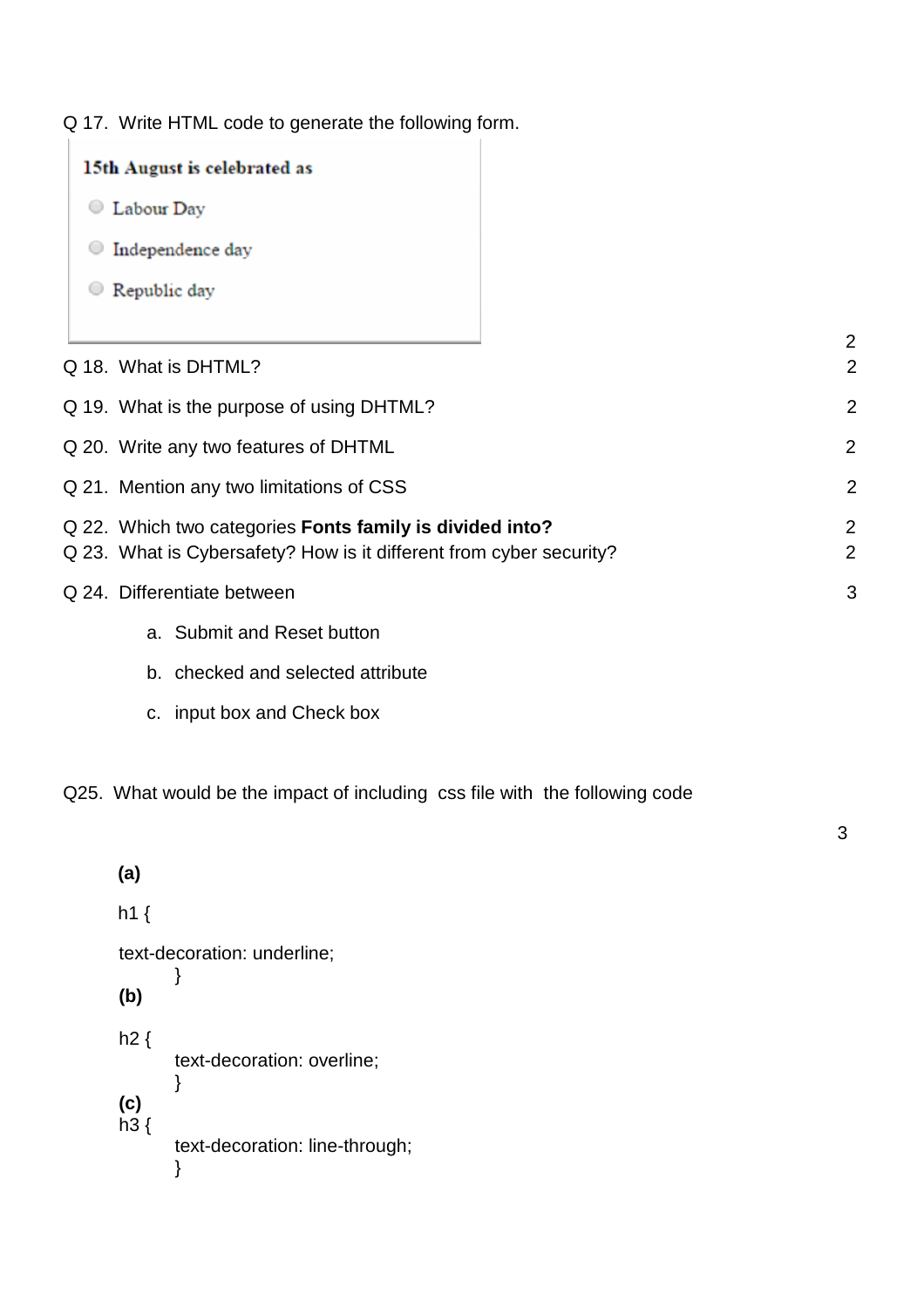Q 17. Write HTML code to generate the following form.

15th August is celebrated as

- ○ Labour Day
- ○ Independence day
- ○ Republic day

2

Q 18. What is DHTML? 2

Q 19. What is the purpose of using DHTML? 2

Q 20. Write any two features of DHTML 2

Q 21. Mention any two limitations of CSS 2

Q 22. Which two categories **Fonts family is divided into?** 2

Q 23. What is Cybersafety? How is it different from cyber security? 2

Q 24. Differentiate between 3

a. Submit and Reset button

b. checked and selected attribute

c. input box and Check box

Q25. What would be the impact of including css file with the following code

3

**(a)**

```
h1 {
text-decoration: underline;
    }
```

**(b)**

```
h2 {
    text-decoration: overline;
    }
```

**(c)**

```
h3 {
    text-decoration: line-through;
    }
```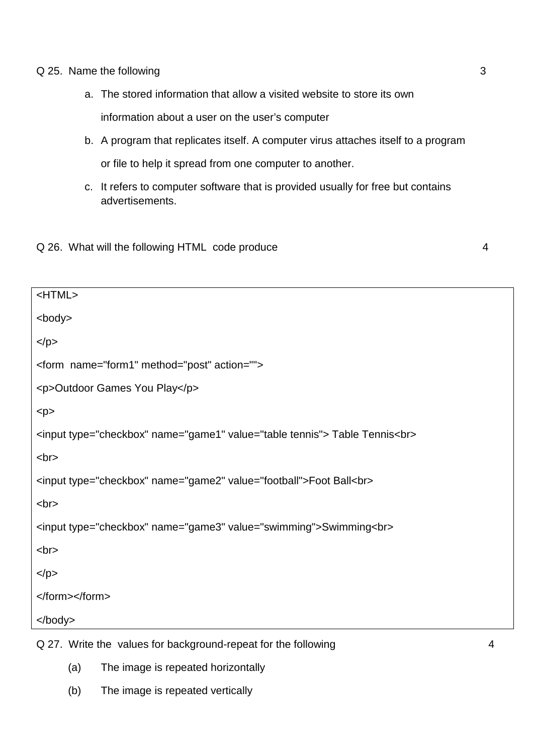Q 25. Name the following 3

a. The stored information that allow a visited website to store its own information about a user on the user's computer
b. A program that replicates itself. A computer virus attaches itself to a program or file to help it spread from one computer to another.
c. It refers to computer software that is provided usually for free but contains advertisements.

Q 26. What will the following HTML code produce 4

```
<HTML>
<body>
</p>
<form  name="form1" method="post" action="">
<p>Outdoor Games You Play</p>
<p>
<input type="checkbox" name="game1" value="table tennis"> Table Tennis<br>
<br>
<input type="checkbox" name="game2" value="football">Foot Ball<br>
<br>
<input type="checkbox" name="game3" value="swimming">Swimming<br>
<br>
</p>
</form></form>
</body>
```

Q 27. Write the values for background-repeat for the following 4

(a) The image is repeated horizontally

(b) The image is repeated vertically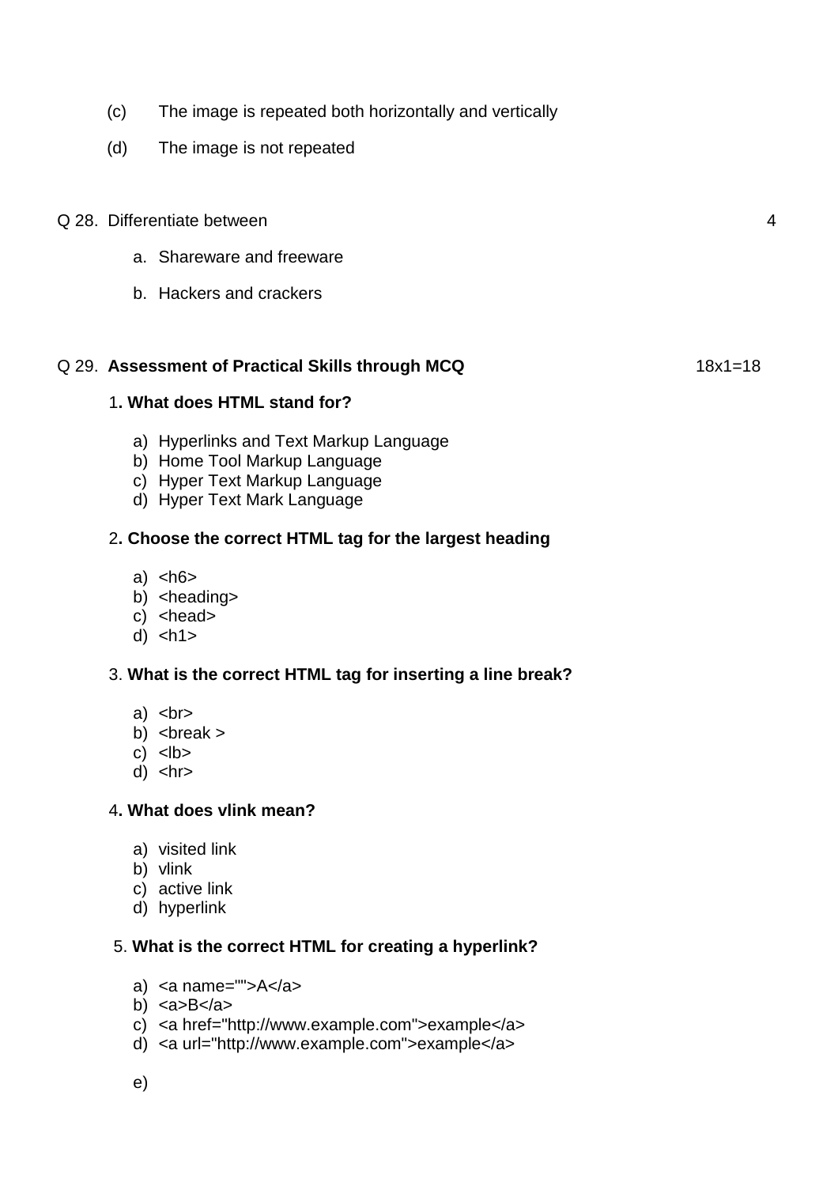(c) The image is repeated both horizontally and vertically

(d) The image is not repeated

Q 28. Differentiate between 4

a. Shareware and freeware

b. Hackers and crackers

Q 29. **Assessment of Practical Skills through MCQ** 18x1=18

1**. What does HTML stand for?**

a) Hyperlinks and Text Markup Language
b) Home Tool Markup Language
c) Hyper Text Markup Language
d) Hyper Text Mark Language

2**. Choose the correct HTML tag for the largest heading**

a) <h6>
b) <heading>
c) <head>
d) <h1>

3. **What is the correct HTML tag for inserting a line break?**

a) <br>
b) <break >
c) <lb>
d) <hr>

4**. What does vlink mean?**

a) visited link
b) vlink
c) active link
d) hyperlink

5. **What is the correct HTML for creating a hyperlink?**

a) <a name="">A</a>
b) <a>B</a>
c) <a href="http://www.example.com">example</a>
d) <a url="http://www.example.com">example</a>

e)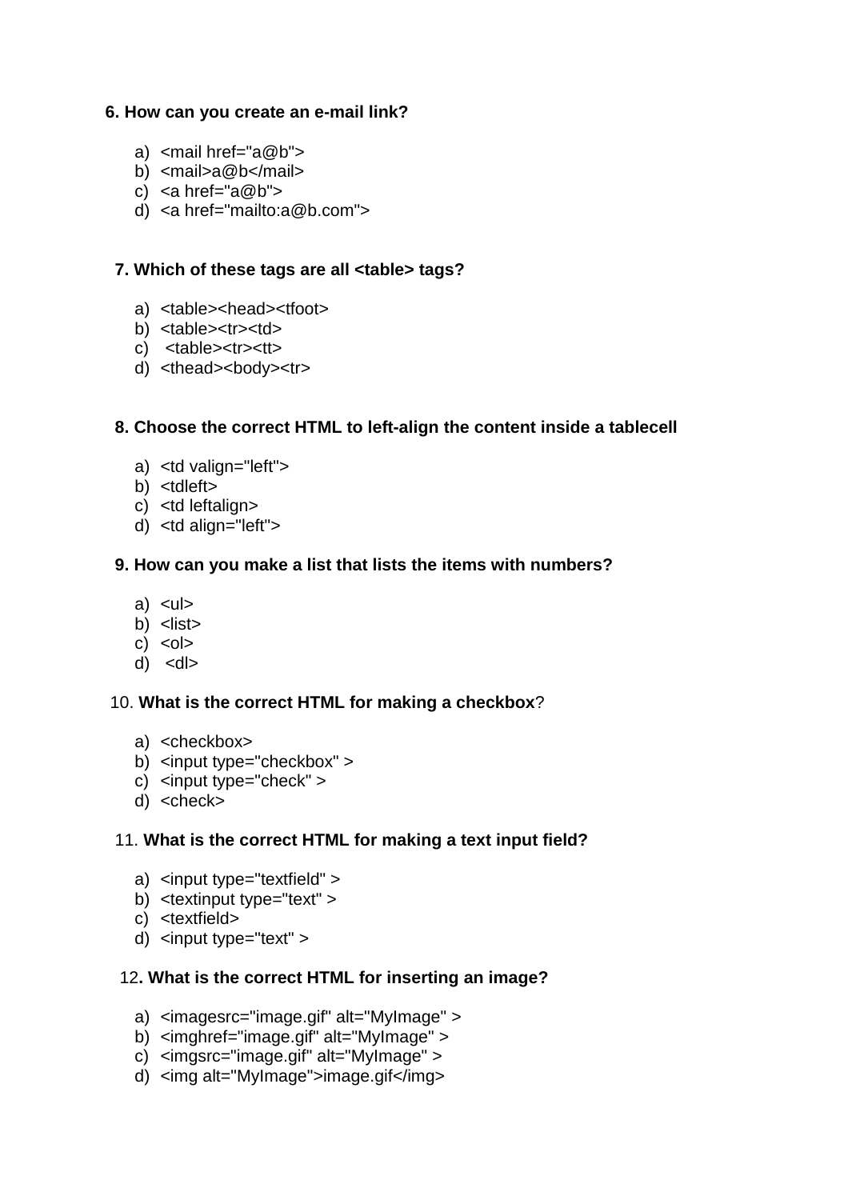**6. How can you create an e-mail link?**

a) <mail href="a@b">
b) <mail>a@b</mail>
c) <a href="a@b">
d) <a href="mailto:a@b.com">

**7. Which of these tags are all <table> tags?**

a) <table><head><tfoot>
b) <table><tr><td>
c) <table><tr><tt>
d) <thead><body><tr>

**8. Choose the correct HTML to left-align the content inside a tablecell**

a) <td valign="left">
b) <tdleft>
c) <td leftalign>
d) <td align="left">

**9. How can you make a list that lists the items with numbers?**

a) <ul>
b) <list>
c) <ol>
d) <dl>

10. **What is the correct HTML for making a checkbox**?

a) <checkbox>
b) <input type="checkbox" >
c) <input type="check" >
d) <check>

11. **What is the correct HTML for making a text input field?**

a) <input type="textfield" >
b) <textinput type="text" >
c) <textfield>
d) <input type="text" >

12**. What is the correct HTML for inserting an image?**

a) <imagesrc="image.gif" alt="MyImage" >
b) <imghref="image.gif" alt="MyImage" >
c) <imgsrc="image.gif" alt="MyImage" >
d) <img alt="MyImage">image.gif</img>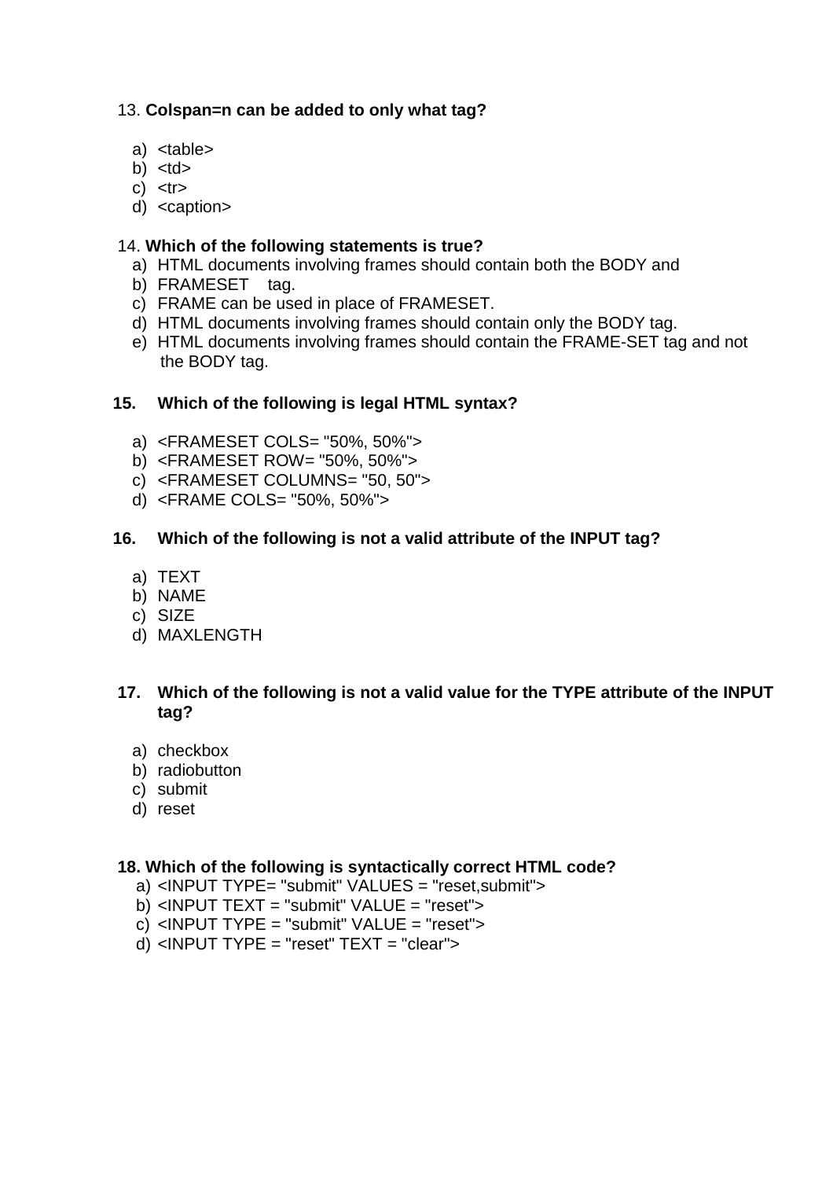13. **Colspan=n can be added to only what tag?**

a) <table>
b) <td>
c) <tr>
d) <caption>

14. **Which of the following statements is true?**

a) HTML documents involving frames should contain both the BODY and
b) FRAMESET tag.
c) FRAME can be used in place of FRAMESET.
d) HTML documents involving frames should contain only the BODY tag.
e) HTML documents involving frames should contain the FRAME-SET tag and not the BODY tag.

**15. Which of the following is legal HTML syntax?**

a) <FRAMESET COLS= "50%, 50%">
b) <FRAMESET ROW= "50%, 50%">
c) <FRAMESET COLUMNS= "50, 50">
d) <FRAME COLS= "50%, 50%">

**16. Which of the following is not a valid attribute of the INPUT tag?**

a) TEXT
b) NAME
c) SIZE
d) MAXLENGTH

**17. Which of the following is not a valid value for the TYPE attribute of the INPUT tag?**

a) checkbox
b) radiobutton
c) submit
d) reset

**18. Which of the following is syntactically correct HTML code?**

a) <INPUT TYPE= "submit" VALUES = "reset,submit">
b) <INPUT TEXT = "submit" VALUE = "reset">
c) <INPUT TYPE = "submit" VALUE = "reset">
d) <INPUT TYPE = "reset" TEXT = "clear">